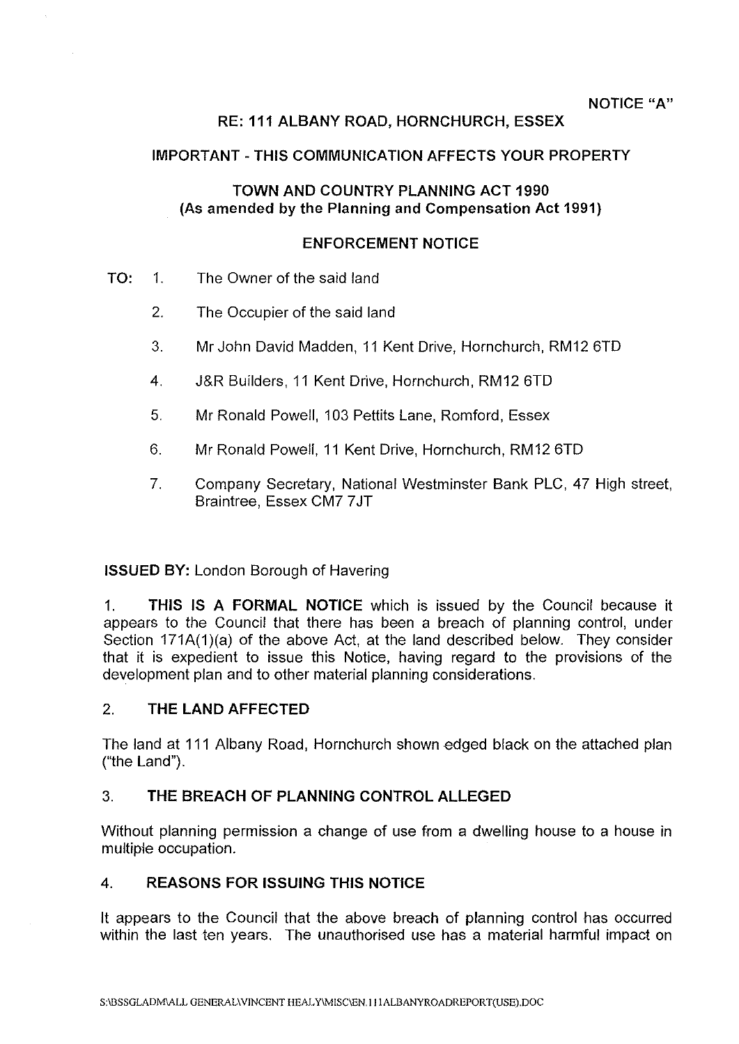NOTICE "A"

RE: 111 ALBANY ROAD, HORNCHURCH, ESSEX

IMPORTANT - THIS COMMUNICATION AFFECTS YOUR PROPERTY

TOWN AND COUNTRY PLANNING ACT 1990
(As amended by the Planning and Compensation Act 1991)

ENFORCEMENT NOTICE

TO:

1. The Owner of the said land
2. The Occupier of the said land
3. Mr John David Madden, 11 Kent Drive, Hornchurch, RM12 6TD
4. J&R Builders, 11 Kent Drive, Hornchurch, RM12 6TD
5. Mr Ronald Powell, 103 Pettits Lane, Romford, Essex
6. Mr Ronald Powell, 11 Kent Drive, Hornchurch, RM12 6TD
7. Company Secretary, National Westminster Bank PLC, 47 High street, Braintree, Essex CM7 7JT

**ISSUED BY:** London Borough of Havering

1. **THIS IS A FORMAL NOTICE** which is issued by the Council because it appears to the Council that there has been a breach of planning control, under Section 171A(1)(a) of the above Act, at the land described below. They consider that it is expedient to issue this Notice, having regard to the provisions of the development plan and to other material planning considerations.

2. **THE LAND AFFECTED**

The land at 111 Albany Road, Hornchurch shown edged black on the attached plan ("the Land").

3. **THE BREACH OF PLANNING CONTROL ALLEGED**

Without planning permission a change of use from a dwelling house to a house in multiple occupation.

4. **REASONS FOR ISSUING THIS NOTICE**

It appears to the Council that the above breach of planning control has occurred within the last ten years. The unauthorised use has a material harmful impact on

S:\BSSGLADM\ALL GENERAL\VINCENT HEALY\MISC\EN.111ALBANYROADREPORT(USE).DOC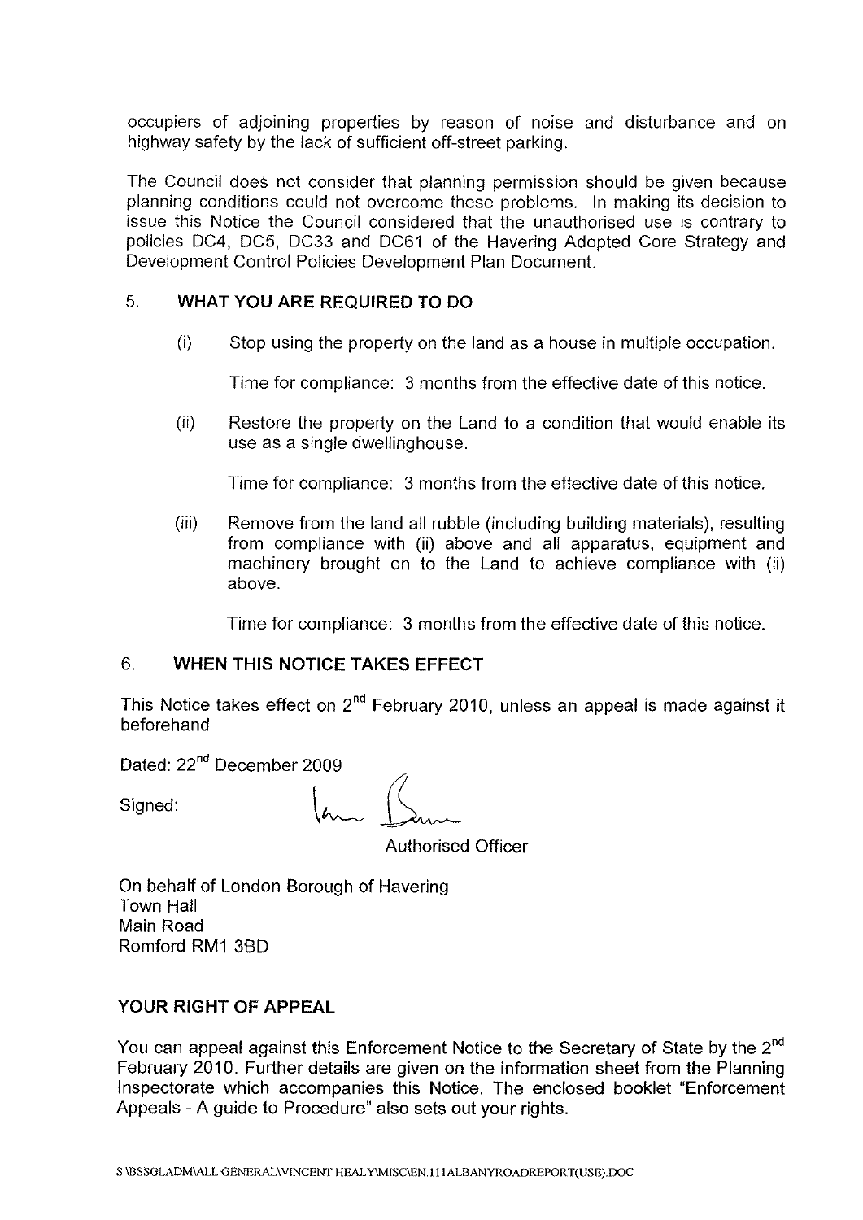occupiers of adjoining properties by reason of noise and disturbance and on highway safety by the lack of sufficient off-street parking.

The Council does not consider that planning permission should be given because planning conditions could not overcome these problems. In making its decision to issue this Notice the Council considered that the unauthorised use is contrary to policies DC4, DC5, DC33 and DC61 of the Havering Adopted Core Strategy and Development Control Policies Development Plan Document.

## 5. WHAT YOU ARE REQUIRED TO DO

(i) Stop using the property on the land as a house in multiple occupation.

Time for compliance: 3 months from the effective date of this notice.

(ii) Restore the property on the Land to a condition that would enable its use as a single dwellinghouse.

Time for compliance: 3 months from the effective date of this notice.

(iii) Remove from the land all rubble (including building materials), resulting from compliance with (ii) above and all apparatus, equipment and machinery brought on to the Land to achieve compliance with (ii) above.

Time for compliance: 3 months from the effective date of this notice.

## 6. WHEN THIS NOTICE TAKES EFFECT

This Notice takes effect on 2nd February 2010, unless an appeal is made against it beforehand

Dated: 22nd December 2009

Signed:

Authorised Officer

On behalf of London Borough of Havering
Town Hall
Main Road
Romford RM1 3BD

## YOUR RIGHT OF APPEAL

You can appeal against this Enforcement Notice to the Secretary of State by the 2nd February 2010. Further details are given on the information sheet from the Planning Inspectorate which accompanies this Notice. The enclosed booklet "Enforcement Appeals - A guide to Procedure" also sets out your rights.

S:\BSSGLADM\ALL GENERAL\VINCENT HEALY\MISC\EN.111ALBANYROADREPORT(USE).DOC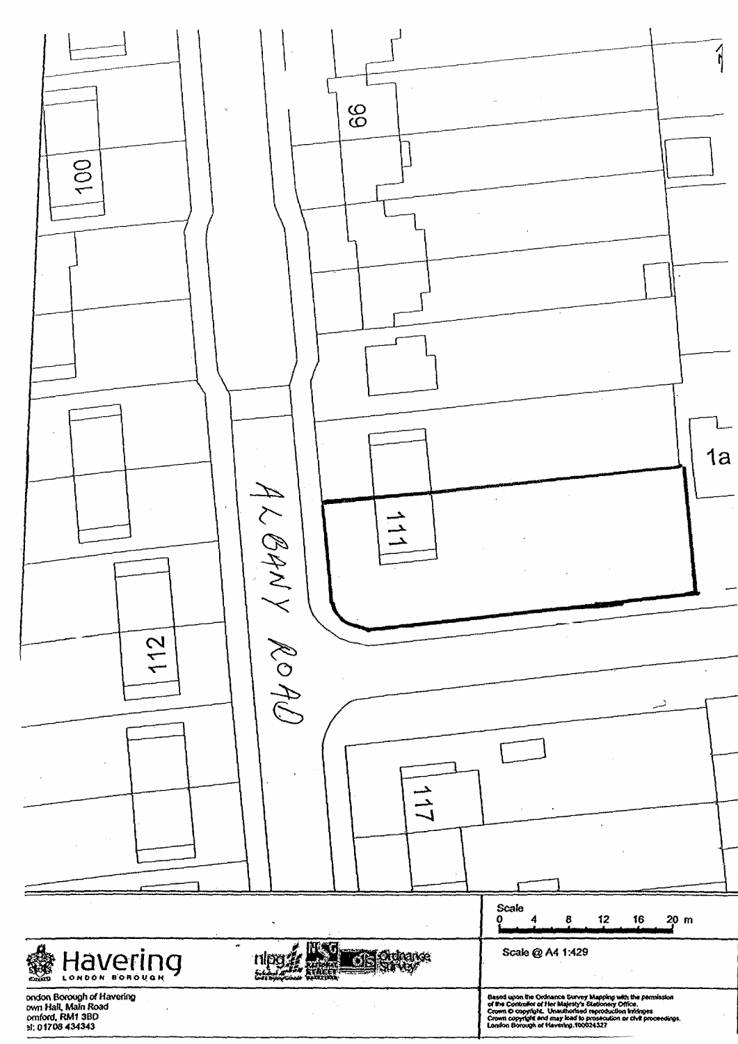99

100

111

112

117

1a

ALBANY ROAD

Scale

0 4 8 12 16 20 m

Scale @ A4 1:429

**Havering**
LONDON BOROUGH

ondon Borough of Havering
own Hall, Main Road
omford, RM1 3BD
el: 01708 434343

Based upon the Ordnance Survey Mapping with the permission of the Controller of Her Majesty's Stationery Office.
Crown © copyright. Unauthorised reproduction infringes Crown copyright and may lead to prosecution or civil proceedings.
London Borough of Havering.100024327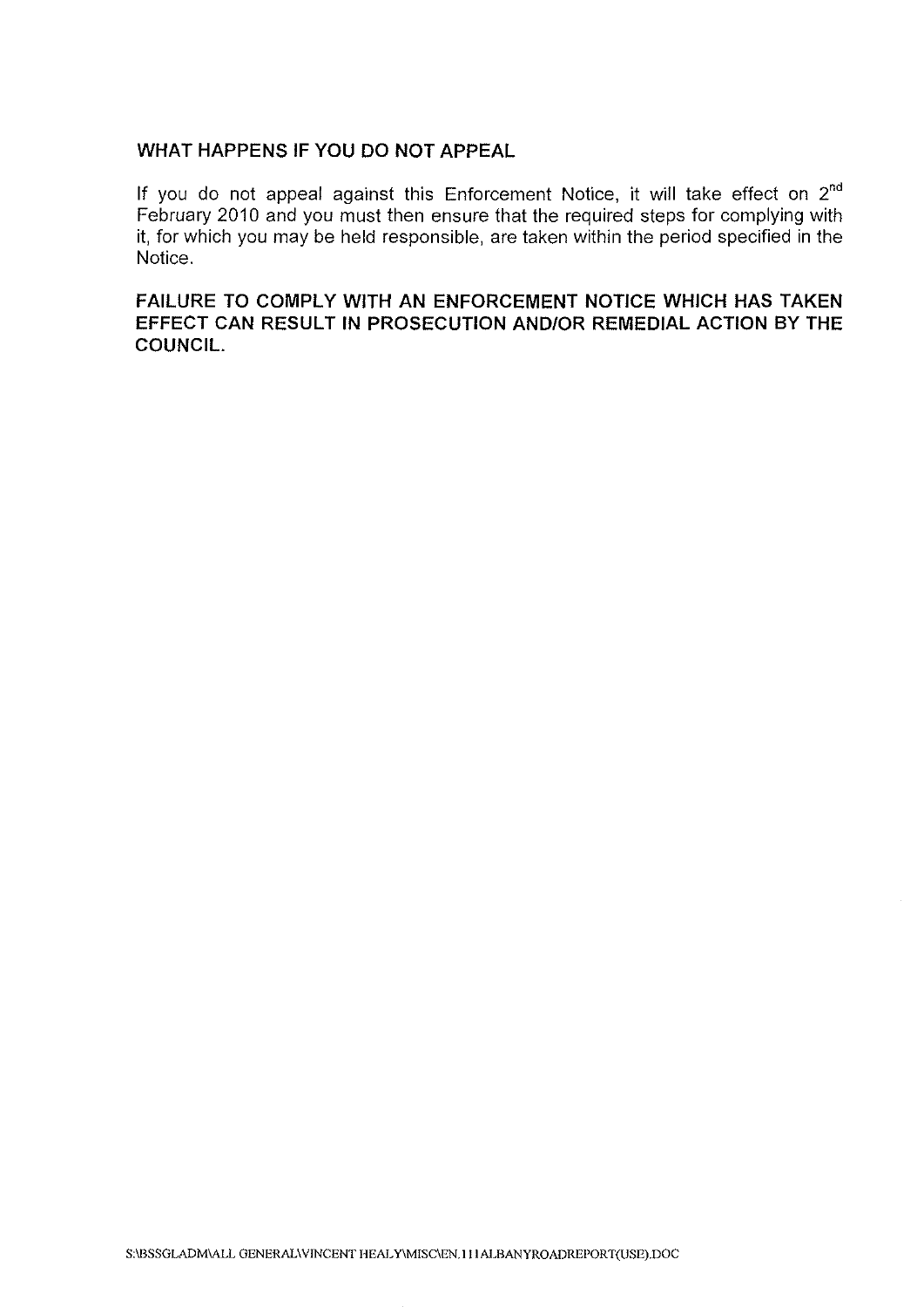## WHAT HAPPENS IF YOU DO NOT APPEAL

If you do not appeal against this Enforcement Notice, it will take effect on 2nd February 2010 and you must then ensure that the required steps for complying with it, for which you may be held responsible, are taken within the period specified in the Notice.

**FAILURE TO COMPLY WITH AN ENFORCEMENT NOTICE WHICH HAS TAKEN EFFECT CAN RESULT IN PROSECUTION AND/OR REMEDIAL ACTION BY THE COUNCIL.**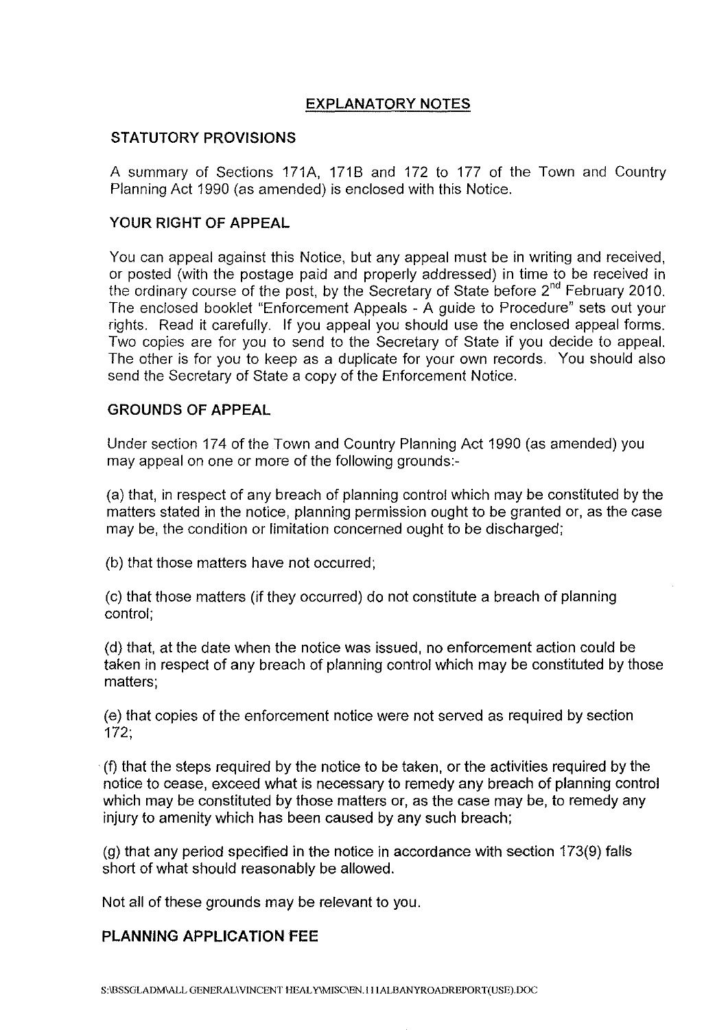## EXPLANATORY NOTES

### STATUTORY PROVISIONS

A summary of Sections 171A, 171B and 172 to 177 of the Town and Country Planning Act 1990 (as amended) is enclosed with this Notice.

### YOUR RIGHT OF APPEAL

You can appeal against this Notice, but any appeal must be in writing and received, or posted (with the postage paid and properly addressed) in time to be received in the ordinary course of the post, by the Secretary of State before 2nd February 2010. The enclosed booklet "Enforcement Appeals - A guide to Procedure" sets out your rights. Read it carefully. If you appeal you should use the enclosed appeal forms. Two copies are for you to send to the Secretary of State if you decide to appeal. The other is for you to keep as a duplicate for your own records. You should also send the Secretary of State a copy of the Enforcement Notice.

### GROUNDS OF APPEAL

Under section 174 of the Town and Country Planning Act 1990 (as amended) you may appeal on one or more of the following grounds:-

(a) that, in respect of any breach of planning control which may be constituted by the matters stated in the notice, planning permission ought to be granted or, as the case may be, the condition or limitation concerned ought to be discharged;

(b) that those matters have not occurred;

(c) that those matters (if they occurred) do not constitute a breach of planning control;

(d) that, at the date when the notice was issued, no enforcement action could be taken in respect of any breach of planning control which may be constituted by those matters;

(e) that copies of the enforcement notice were not served as required by section 172;

(f) that the steps required by the notice to be taken, or the activities required by the notice to cease, exceed what is necessary to remedy any breach of planning control which may be constituted by those matters or, as the case may be, to remedy any injury to amenity which has been caused by any such breach;

(g) that any period specified in the notice in accordance with section 173(9) falls short of what should reasonably be allowed.

Not all of these grounds may be relevant to you.

### PLANNING APPLICATION FEE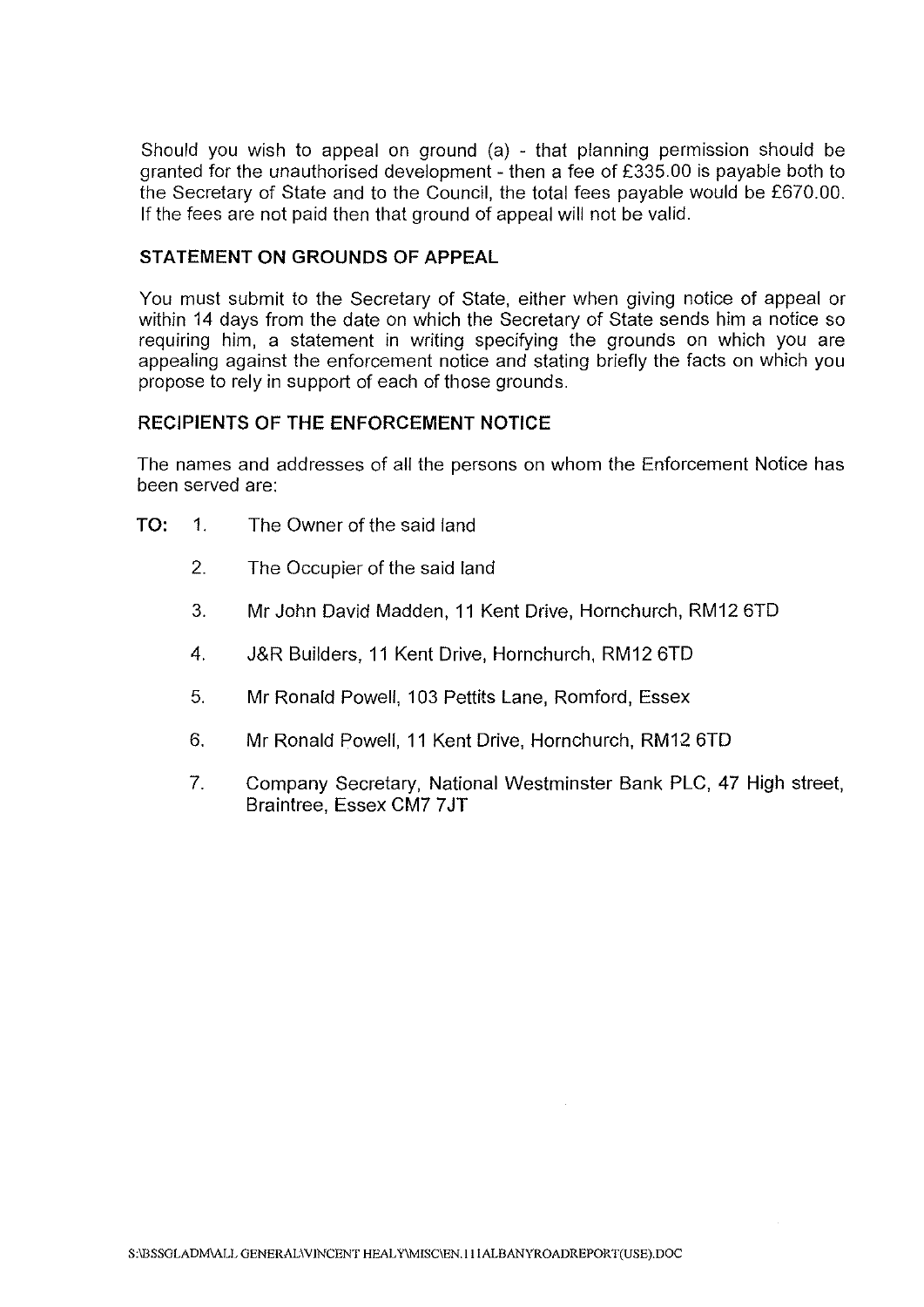Should you wish to appeal on ground (a) - that planning permission should be granted for the unauthorised development - then a fee of £335.00 is payable both to the Secretary of State and to the Council, the total fees payable would be £670.00. If the fees are not paid then that ground of appeal will not be valid.

**STATEMENT ON GROUNDS OF APPEAL**

You must submit to the Secretary of State, either when giving notice of appeal or within 14 days from the date on which the Secretary of State sends him a notice so requiring him, a statement in writing specifying the grounds on which you are appealing against the enforcement notice and stating briefly the facts on which you propose to rely in support of each of those grounds.

**RECIPIENTS OF THE ENFORCEMENT NOTICE**

The names and addresses of all the persons on whom the Enforcement Notice has been served are:

**TO:**

1. The Owner of the said land
2. The Occupier of the said land
3. Mr John David Madden, 11 Kent Drive, Hornchurch, RM12 6TD
4. J&R Builders, 11 Kent Drive, Hornchurch, RM12 6TD
5. Mr Ronald Powell, 103 Pettits Lane, Romford, Essex
6. Mr Ronald Powell, 11 Kent Drive, Hornchurch, RM12 6TD
7. Company Secretary, National Westminster Bank PLC, 47 High street, Braintree, Essex CM7 7JT

S:\BSSGLADM\ALL GENERAL\VINCENT HEALY\MISC\EN.111ALBANYROADREPORT(USE).DOC